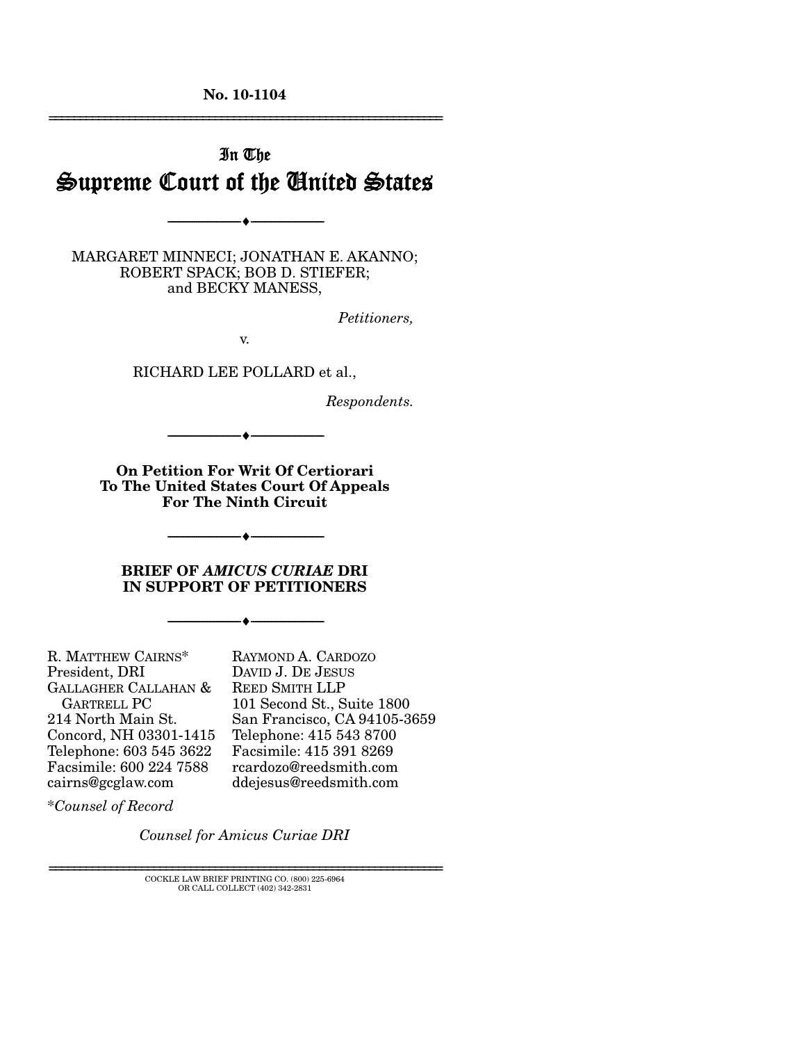**No. 10-1104**

---

# In The Supreme Court of the United States

---

MARGARET MINNECI; JONATHAN E. AKANNO; ROBERT SPACK; BOB D. STIEFER; and BECKY MANESS,

*Petitioners,*

v.

RICHARD LEE POLLARD et al.,

*Respondents.*

---

**On Petition For Writ Of Certiorari To The United States Court Of Appeals For The Ninth Circuit**

---

**BRIEF OF *AMICUS CURIAE* DRI IN SUPPORT OF PETITIONERS**

---

R. MATTHEW CAIRNS*
President, DRI
GALLAGHER CALLAHAN & GARTRELL PC
214 North Main St.
Concord, NH 03301-1415
Telephone: 603 545 3622
Facsimile: 600 224 7588
cairns@gcglaw.com

*\*Counsel of Record*

RAYMOND A. CARDOZO
DAVID J. DE JESUS
REED SMITH LLP
101 Second St., Suite 1800
San Francisco, CA 94105-3659
Telephone: 415 543 8700
Facsimile: 415 391 8269
rcardozo@reedsmith.com
ddejesus@reedsmith.com

*Counsel for Amicus Curiae DRI*

---

COCKLE LAW BRIEF PRINTING CO. (800) 225-6964
OR CALL COLLECT (402) 342-2831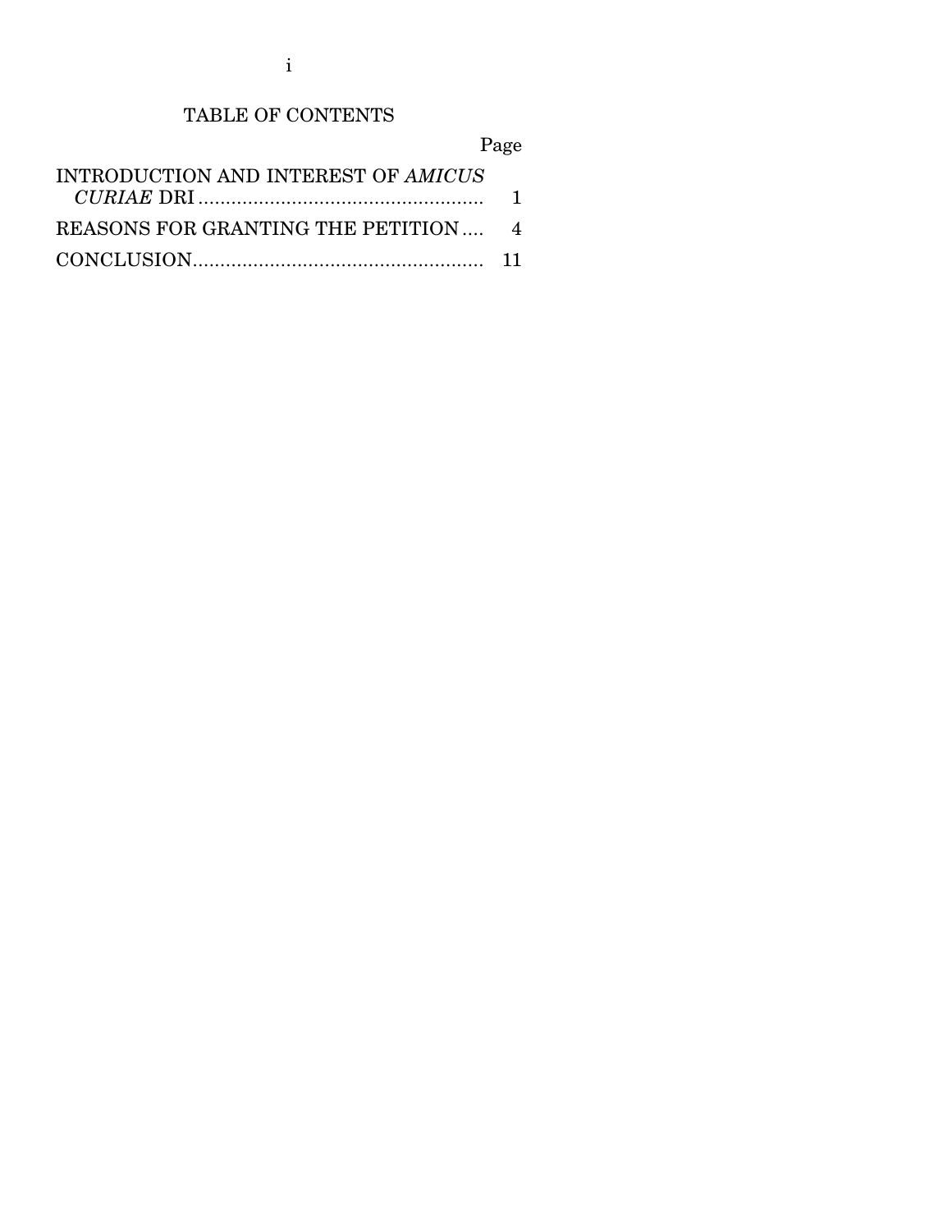# TABLE OF CONTENTS

| | Page |
|---|---|
| INTRODUCTION AND INTEREST OF *AMICUS CURIAE* DRI | 1 |
| REASONS FOR GRANTING THE PETITION | 4 |
| CONCLUSION | 11 |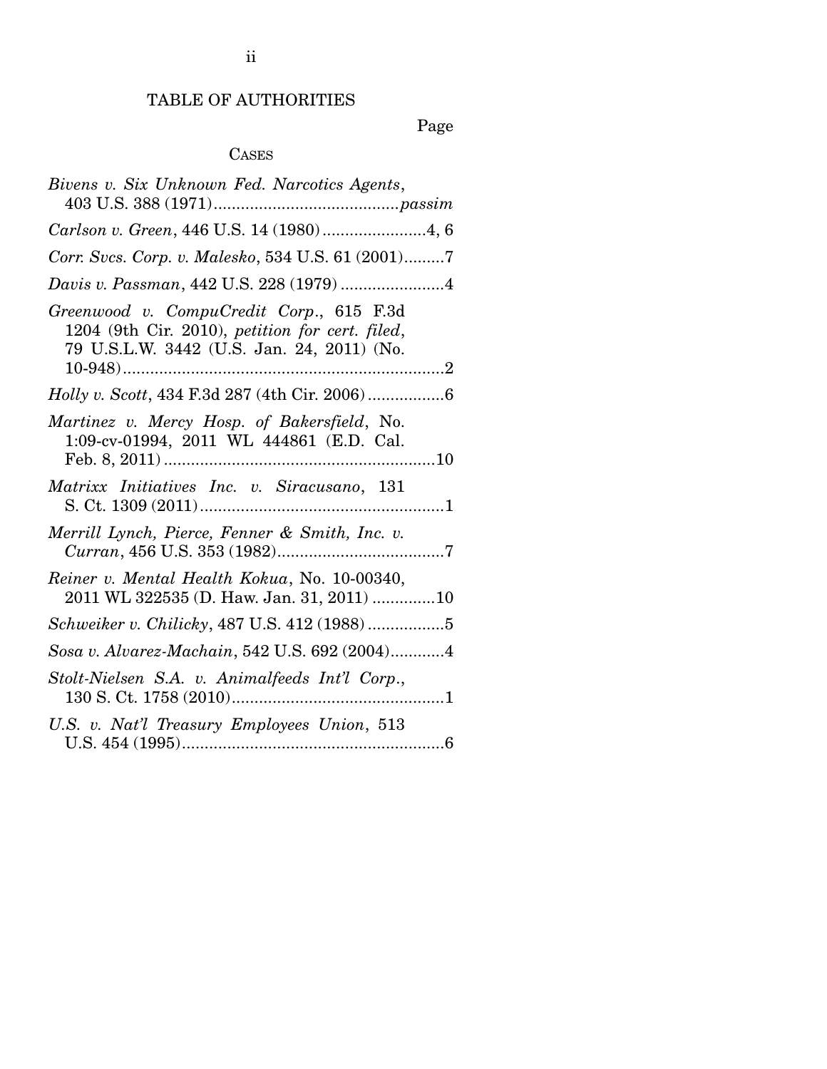# TABLE OF AUTHORITIES

Page

## CASES

*Bivens v. Six Unknown Fed. Narcotics Agents*, 403 U.S. 388 (1971)........................................*passim*

*Carlson v. Green*, 446 U.S. 14 (1980).......................4, 6

*Corr. Svcs. Corp. v. Malesko*, 534 U.S. 61 (2001).........7

*Davis v. Passman*, 442 U.S. 228 (1979) .......................4

*Greenwood v. CompuCredit Corp.*, 615 F.3d 1204 (9th Cir. 2010), *petition for cert. filed*, 79 U.S.L.W. 3442 (U.S. Jan. 24, 2011) (No. 10-948).......................................................................2

*Holly v. Scott*, 434 F.3d 287 (4th Cir. 2006) .................6

*Martinez v. Mercy Hosp. of Bakersfield*, No. 1:09-cv-01994, 2011 WL 444861 (E.D. Cal. Feb. 8, 2011) ............................................................10

*Matrixx Initiatives Inc. v. Siracusano*, 131 S. Ct. 1309 (2011)......................................................1

*Merrill Lynch, Pierce, Fenner & Smith, Inc. v. Curran*, 456 U.S. 353 (1982).....................................7

*Reiner v. Mental Health Kokua*, No. 10-00340, 2011 WL 322535 (D. Haw. Jan. 31, 2011) ..............10

*Schweiker v. Chilicky*, 487 U.S. 412 (1988) .................5

*Sosa v. Alvarez-Machain*, 542 U.S. 692 (2004)............4

*Stolt-Nielsen S.A. v. Animalfeeds Int'l Corp.*, 130 S. Ct. 1758 (2010)...............................................1

*U.S. v. Nat'l Treasury Employees Union*, 513 U.S. 454 (1995)..........................................................6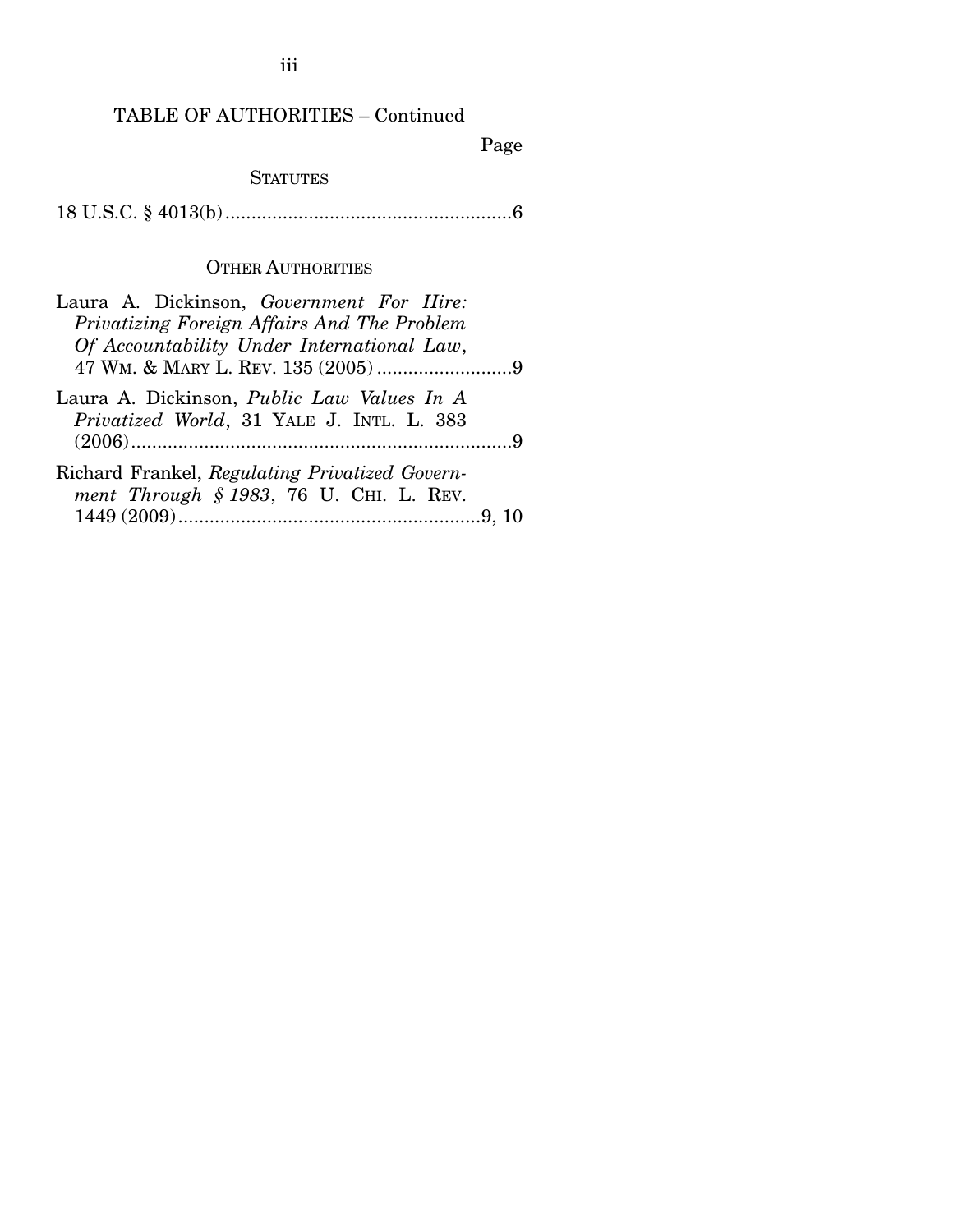TABLE OF AUTHORITIES – Continued

Page

STATUTES

18 U.S.C. § 4013(b) .......................................................6

OTHER AUTHORITIES

Laura A. Dickinson, *Government For Hire: Privatizing Foreign Affairs And The Problem Of Accountability Under International Law*, 47 WM. & MARY L. REV. 135 (2005) ..........................9

Laura A. Dickinson, *Public Law Values In A Privatized World*, 31 YALE J. INTL. L. 383 (2006) .........................................................................9

Richard Frankel, *Regulating Privatized Government Through § 1983*, 76 U. CHI. L. REV. 1449 (2009) ..........................................................9, 10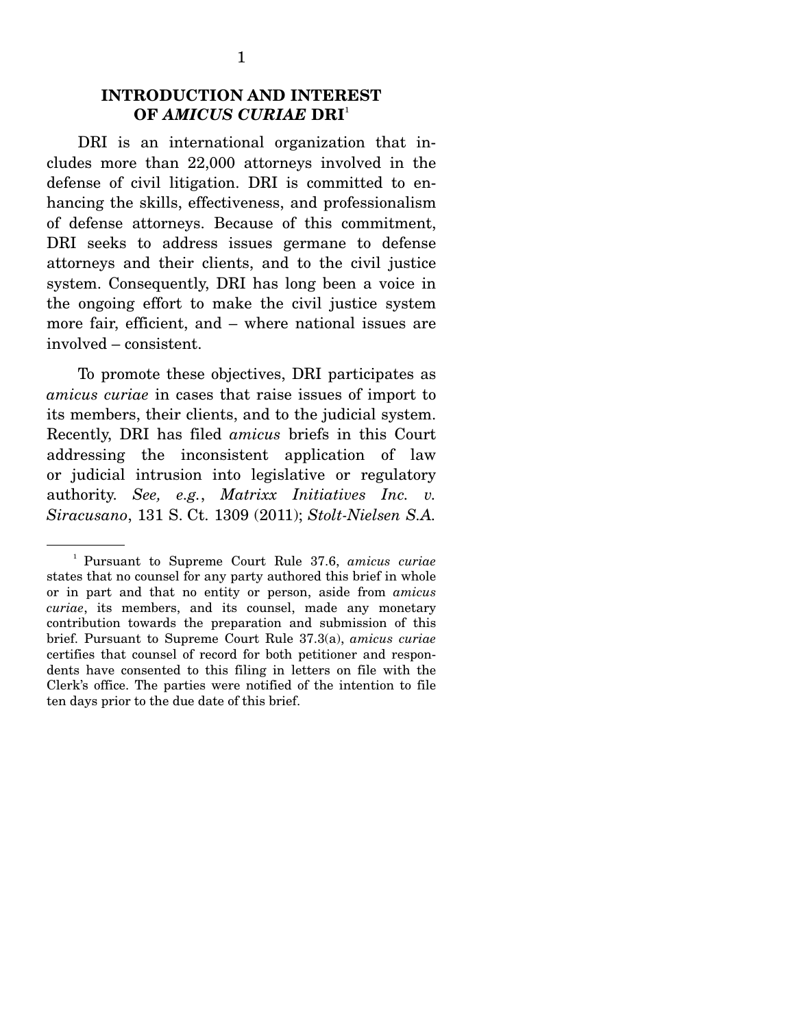## INTRODUCTION AND INTEREST OF *AMICUS CURIAE* DRI[1]

DRI is an international organization that includes more than 22,000 attorneys involved in the defense of civil litigation. DRI is committed to enhancing the skills, effectiveness, and professionalism of defense attorneys. Because of this commitment, DRI seeks to address issues germane to defense attorneys and their clients, and to the civil justice system. Consequently, DRI has long been a voice in the ongoing effort to make the civil justice system more fair, efficient, and – where national issues are involved – consistent.

To promote these objectives, DRI participates as *amicus curiae* in cases that raise issues of import to its members, their clients, and to the judicial system. Recently, DRI has filed *amicus* briefs in this Court addressing the inconsistent application of law or judicial intrusion into legislative or regulatory authority. *See, e.g.*, *Matrixx Initiatives Inc. v. Siracusano*, 131 S. Ct. 1309 (2011); *Stolt-Nielsen S.A.*

---

[1] Pursuant to Supreme Court Rule 37.6, *amicus curiae* states that no counsel for any party authored this brief in whole or in part and that no entity or person, aside from *amicus curiae*, its members, and its counsel, made any monetary contribution towards the preparation and submission of this brief. Pursuant to Supreme Court Rule 37.3(a), *amicus curiae* certifies that counsel of record for both petitioner and respondents have consented to this filing in letters on file with the Clerk's office. The parties were notified of the intention to file ten days prior to the due date of this brief.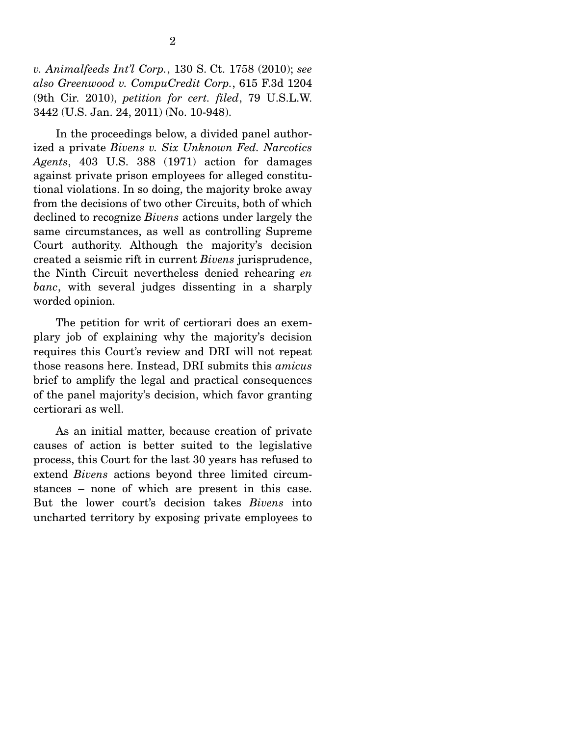*v. Animalfeeds Int'l Corp.*, 130 S. Ct. 1758 (2010); *see also Greenwood v. CompuCredit Corp.*, 615 F.3d 1204 (9th Cir. 2010), *petition for cert. filed*, 79 U.S.L.W. 3442 (U.S. Jan. 24, 2011) (No. 10-948).

In the proceedings below, a divided panel authorized a private *Bivens v. Six Unknown Fed. Narcotics Agents*, 403 U.S. 388 (1971) action for damages against private prison employees for alleged constitutional violations. In so doing, the majority broke away from the decisions of two other Circuits, both of which declined to recognize *Bivens* actions under largely the same circumstances, as well as controlling Supreme Court authority. Although the majority's decision created a seismic rift in current *Bivens* jurisprudence, the Ninth Circuit nevertheless denied rehearing *en banc*, with several judges dissenting in a sharply worded opinion.

The petition for writ of certiorari does an exemplary job of explaining why the majority's decision requires this Court's review and DRI will not repeat those reasons here. Instead, DRI submits this *amicus* brief to amplify the legal and practical consequences of the panel majority's decision, which favor granting certiorari as well.

As an initial matter, because creation of private causes of action is better suited to the legislative process, this Court for the last 30 years has refused to extend *Bivens* actions beyond three limited circumstances – none of which are present in this case. But the lower court's decision takes *Bivens* into uncharted territory by exposing private employees to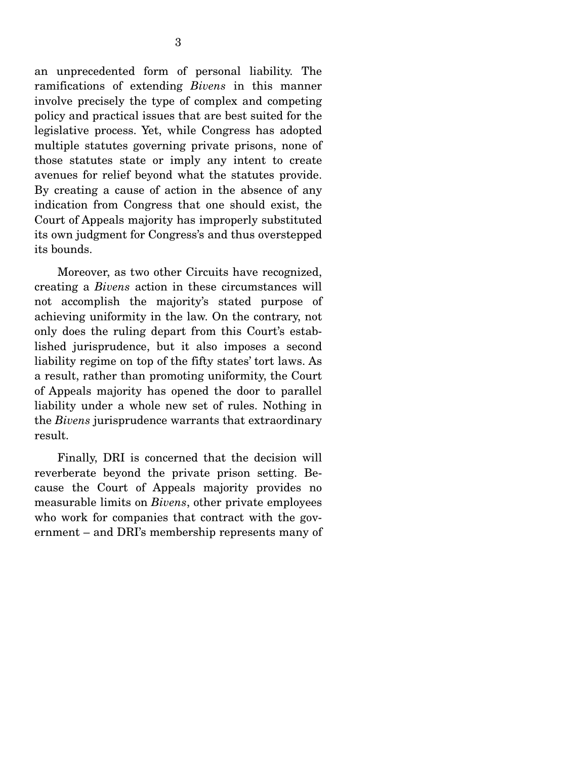an unprecedented form of personal liability. The ramifications of extending *Bivens* in this manner involve precisely the type of complex and competing policy and practical issues that are best suited for the legislative process. Yet, while Congress has adopted multiple statutes governing private prisons, none of those statutes state or imply any intent to create avenues for relief beyond what the statutes provide. By creating a cause of action in the absence of any indication from Congress that one should exist, the Court of Appeals majority has improperly substituted its own judgment for Congress's and thus overstepped its bounds.

Moreover, as two other Circuits have recognized, creating a *Bivens* action in these circumstances will not accomplish the majority's stated purpose of achieving uniformity in the law. On the contrary, not only does the ruling depart from this Court's established jurisprudence, but it also imposes a second liability regime on top of the fifty states' tort laws. As a result, rather than promoting uniformity, the Court of Appeals majority has opened the door to parallel liability under a whole new set of rules. Nothing in the *Bivens* jurisprudence warrants that extraordinary result.

Finally, DRI is concerned that the decision will reverberate beyond the private prison setting. Because the Court of Appeals majority provides no measurable limits on *Bivens*, other private employees who work for companies that contract with the government – and DRI's membership represents many of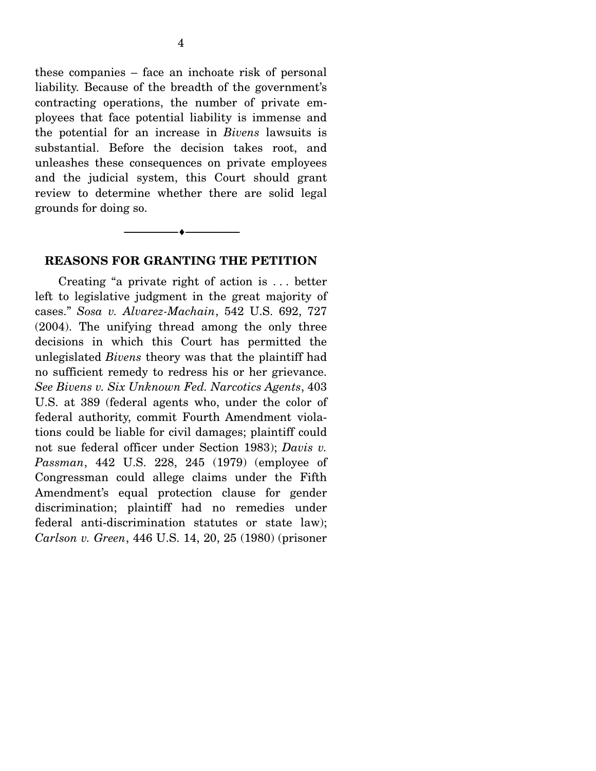these companies – face an inchoate risk of personal liability. Because of the breadth of the government's contracting operations, the number of private employees that face potential liability is immense and the potential for an increase in *Bivens* lawsuits is substantial. Before the decision takes root, and unleashes these consequences on private employees and the judicial system, this Court should grant review to determine whether there are solid legal grounds for doing so.

---

## REASONS FOR GRANTING THE PETITION

Creating "a private right of action is . . . better left to legislative judgment in the great majority of cases." *Sosa v. Alvarez-Machain*, 542 U.S. 692, 727 (2004). The unifying thread among the only three decisions in which this Court has permitted the unlegislated *Bivens* theory was that the plaintiff had no sufficient remedy to redress his or her grievance. *See Bivens v. Six Unknown Fed. Narcotics Agents*, 403 U.S. at 389 (federal agents who, under the color of federal authority, commit Fourth Amendment violations could be liable for civil damages; plaintiff could not sue federal officer under Section 1983); *Davis v. Passman*, 442 U.S. 228, 245 (1979) (employee of Congressman could allege claims under the Fifth Amendment's equal protection clause for gender discrimination; plaintiff had no remedies under federal anti-discrimination statutes or state law); *Carlson v. Green*, 446 U.S. 14, 20, 25 (1980) (prisoner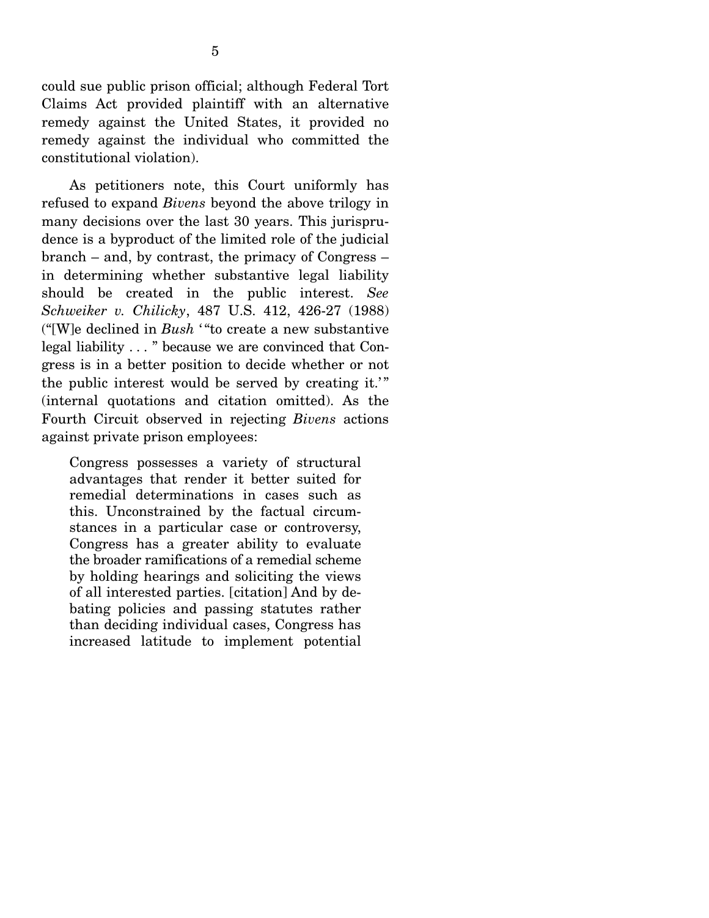could sue public prison official; although Federal Tort Claims Act provided plaintiff with an alternative remedy against the United States, it provided no remedy against the individual who committed the constitutional violation).

As petitioners note, this Court uniformly has refused to expand *Bivens* beyond the above trilogy in many decisions over the last 30 years. This jurisprudence is a byproduct of the limited role of the judicial branch – and, by contrast, the primacy of Congress – in determining whether substantive legal liability should be created in the public interest. *See Schweiker v. Chilicky*, 487 U.S. 412, 426-27 (1988) ("[W]e declined in *Bush* '"to create a new substantive legal liability . . . " because we are convinced that Congress is in a better position to decide whether or not the public interest would be served by creating it.'" (internal quotations and citation omitted). As the Fourth Circuit observed in rejecting *Bivens* actions against private prison employees:

> Congress possesses a variety of structural advantages that render it better suited for remedial determinations in cases such as this. Unconstrained by the factual circumstances in a particular case or controversy, Congress has a greater ability to evaluate the broader ramifications of a remedial scheme by holding hearings and soliciting the views of all interested parties. [citation] And by debating policies and passing statutes rather than deciding individual cases, Congress has increased latitude to implement potential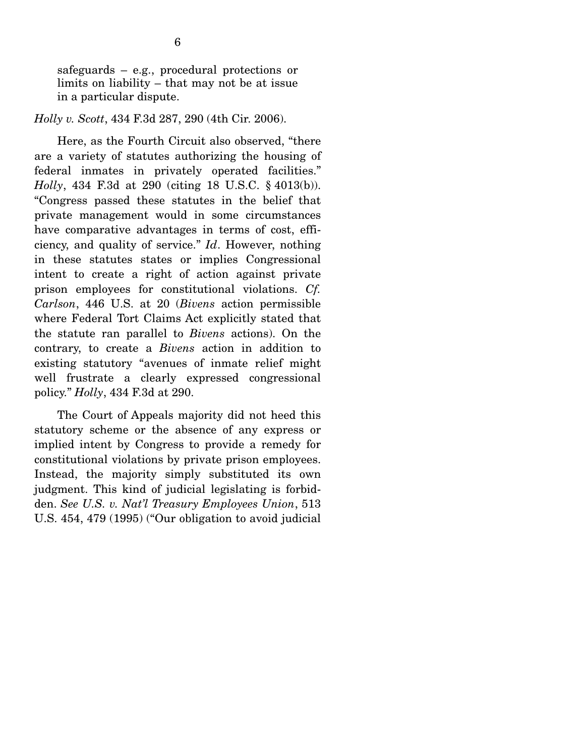> safeguards – e.g., procedural protections or limits on liability – that may not be at issue in a particular dispute.

*Holly v. Scott*, 434 F.3d 287, 290 (4th Cir. 2006).

Here, as the Fourth Circuit also observed, "there are a variety of statutes authorizing the housing of federal inmates in privately operated facilities." *Holly*, 434 F.3d at 290 (citing 18 U.S.C. § 4013(b)). "Congress passed these statutes in the belief that private management would in some circumstances have comparative advantages in terms of cost, efficiency, and quality of service." *Id*. However, nothing in these statutes states or implies Congressional intent to create a right of action against private prison employees for constitutional violations. *Cf. Carlson*, 446 U.S. at 20 (*Bivens* action permissible where Federal Tort Claims Act explicitly stated that the statute ran parallel to *Bivens* actions). On the contrary, to create a *Bivens* action in addition to existing statutory "avenues of inmate relief might well frustrate a clearly expressed congressional policy." *Holly*, 434 F.3d at 290.

The Court of Appeals majority did not heed this statutory scheme or the absence of any express or implied intent by Congress to provide a remedy for constitutional violations by private prison employees. Instead, the majority simply substituted its own judgment. This kind of judicial legislating is forbidden. *See U.S. v. Nat'l Treasury Employees Union*, 513 U.S. 454, 479 (1995) ("Our obligation to avoid judicial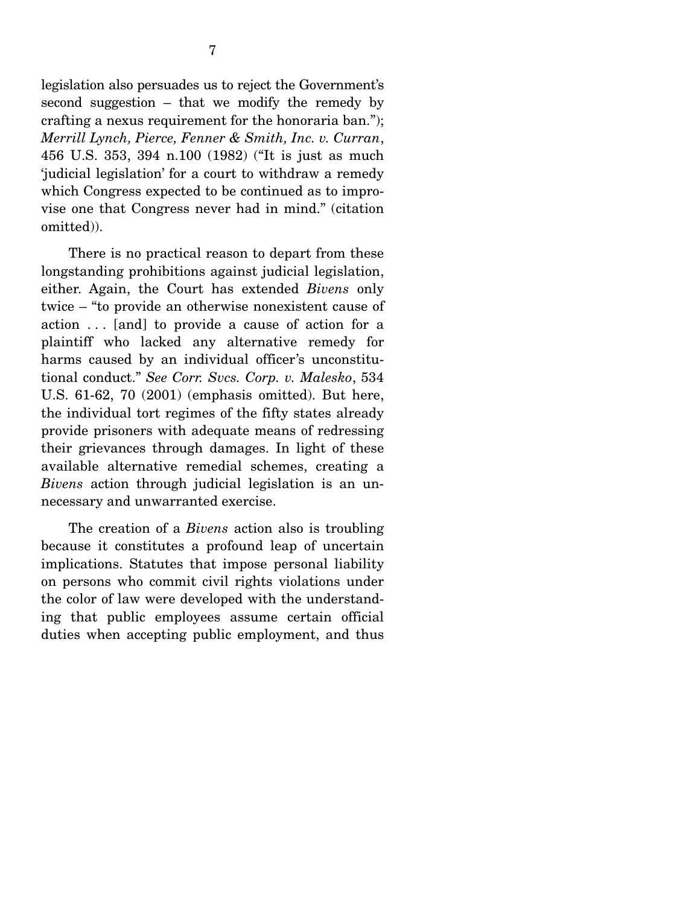legislation also persuades us to reject the Government's second suggestion – that we modify the remedy by crafting a nexus requirement for the honoraria ban."); *Merrill Lynch, Pierce, Fenner & Smith, Inc. v. Curran*, 456 U.S. 353, 394 n.100 (1982) ("It is just as much 'judicial legislation' for a court to withdraw a remedy which Congress expected to be continued as to improvise one that Congress never had in mind." (citation omitted)).

There is no practical reason to depart from these longstanding prohibitions against judicial legislation, either. Again, the Court has extended *Bivens* only twice – "to provide an otherwise nonexistent cause of action . . . [and] to provide a cause of action for a plaintiff who lacked any alternative remedy for harms caused by an individual officer's unconstitutional conduct." *See Corr. Svcs. Corp. v. Malesko*, 534 U.S. 61-62, 70 (2001) (emphasis omitted). But here, the individual tort regimes of the fifty states already provide prisoners with adequate means of redressing their grievances through damages. In light of these available alternative remedial schemes, creating a *Bivens* action through judicial legislation is an unnecessary and unwarranted exercise.

The creation of a *Bivens* action also is troubling because it constitutes a profound leap of uncertain implications. Statutes that impose personal liability on persons who commit civil rights violations under the color of law were developed with the understanding that public employees assume certain official duties when accepting public employment, and thus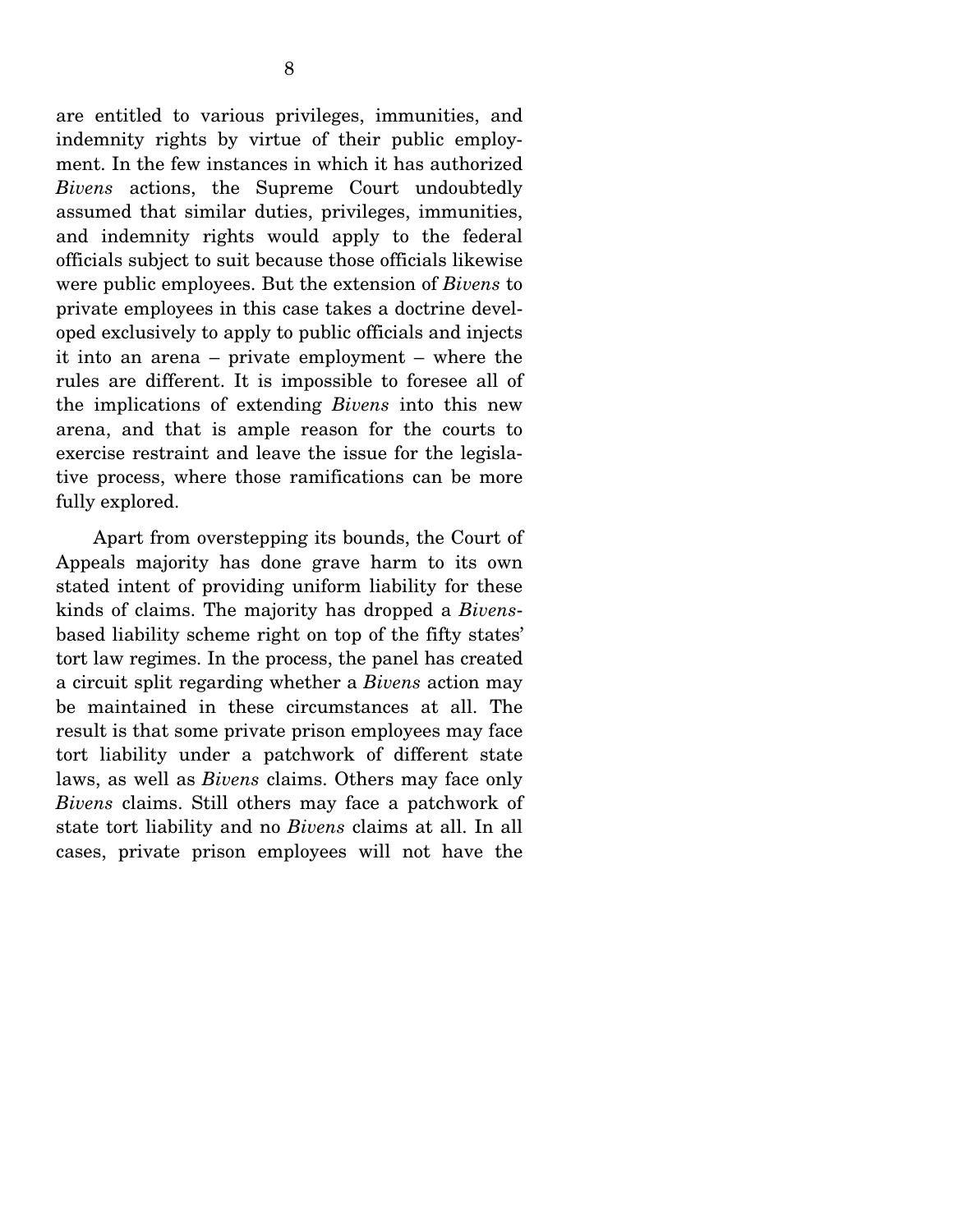are entitled to various privileges, immunities, and indemnity rights by virtue of their public employment. In the few instances in which it has authorized *Bivens* actions, the Supreme Court undoubtedly assumed that similar duties, privileges, immunities, and indemnity rights would apply to the federal officials subject to suit because those officials likewise were public employees. But the extension of *Bivens* to private employees in this case takes a doctrine developed exclusively to apply to public officials and injects it into an arena – private employment – where the rules are different. It is impossible to foresee all of the implications of extending *Bivens* into this new arena, and that is ample reason for the courts to exercise restraint and leave the issue for the legislative process, where those ramifications can be more fully explored.

Apart from overstepping its bounds, the Court of Appeals majority has done grave harm to its own stated intent of providing uniform liability for these kinds of claims. The majority has dropped a *Bivens*-based liability scheme right on top of the fifty states' tort law regimes. In the process, the panel has created a circuit split regarding whether a *Bivens* action may be maintained in these circumstances at all. The result is that some private prison employees may face tort liability under a patchwork of different state laws, as well as *Bivens* claims. Others may face only *Bivens* claims. Still others may face a patchwork of state tort liability and no *Bivens* claims at all. In all cases, private prison employees will not have the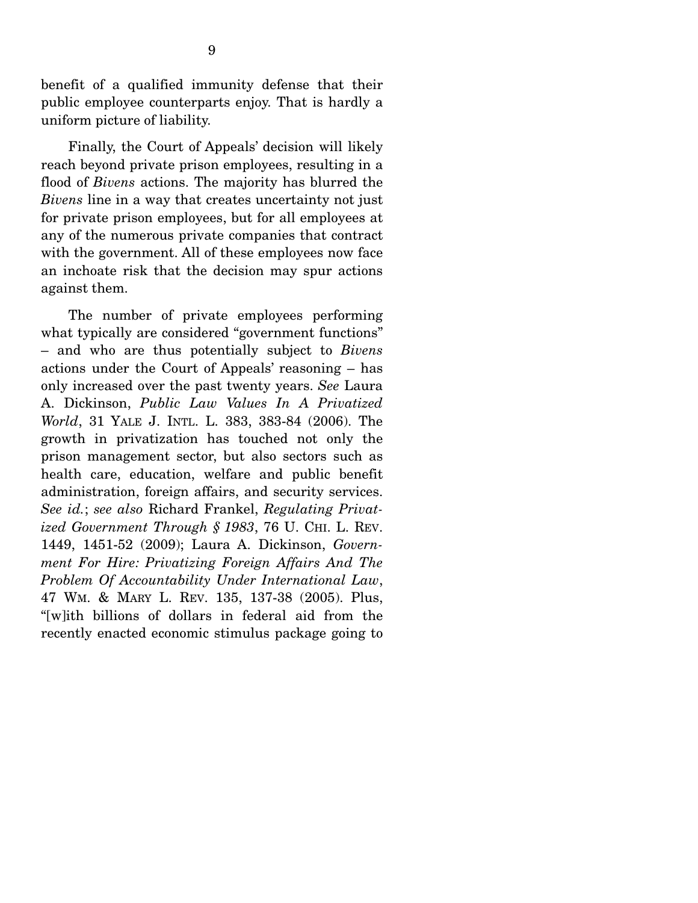benefit of a qualified immunity defense that their public employee counterparts enjoy. That is hardly a uniform picture of liability.

Finally, the Court of Appeals' decision will likely reach beyond private prison employees, resulting in a flood of *Bivens* actions. The majority has blurred the *Bivens* line in a way that creates uncertainty not just for private prison employees, but for all employees at any of the numerous private companies that contract with the government. All of these employees now face an inchoate risk that the decision may spur actions against them.

The number of private employees performing what typically are considered "government functions" – and who are thus potentially subject to *Bivens* actions under the Court of Appeals' reasoning – has only increased over the past twenty years. *See* Laura A. Dickinson, *Public Law Values In A Privatized World*, 31 YALE J. INTL. L. 383, 383-84 (2006). The growth in privatization has touched not only the prison management sector, but also sectors such as health care, education, welfare and public benefit administration, foreign affairs, and security services. *See id.*; *see also* Richard Frankel, *Regulating Privatized Government Through § 1983*, 76 U. CHI. L. REV. 1449, 1451-52 (2009); Laura A. Dickinson, *Government For Hire: Privatizing Foreign Affairs And The Problem Of Accountability Under International Law*, 47 WM. & MARY L. REV. 135, 137-38 (2005). Plus, "[w]ith billions of dollars in federal aid from the recently enacted economic stimulus package going to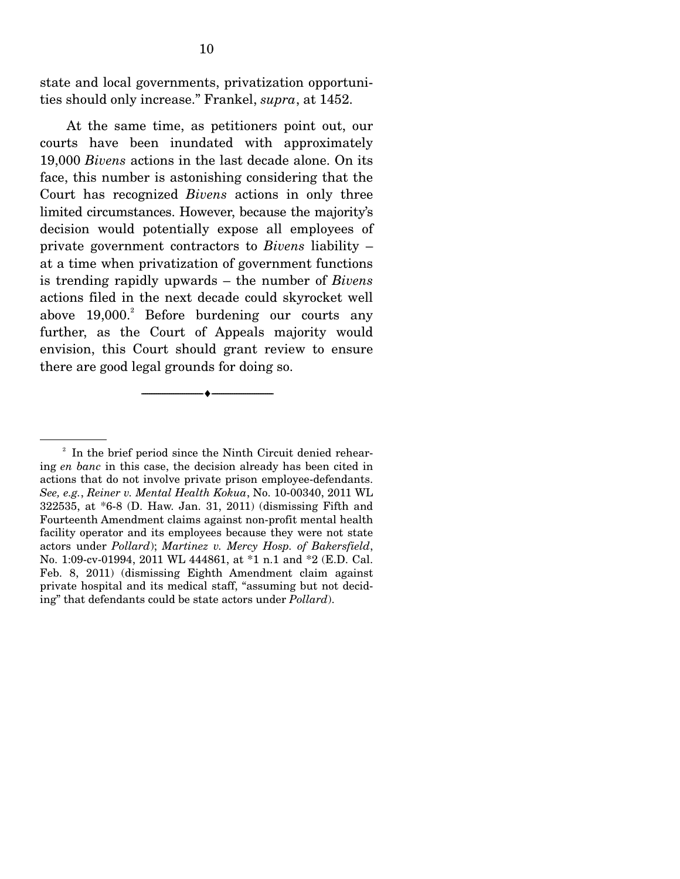state and local governments, privatization opportunities should only increase." Frankel, *supra*, at 1452.

At the same time, as petitioners point out, our courts have been inundated with approximately 19,000 *Bivens* actions in the last decade alone. On its face, this number is astonishing considering that the Court has recognized *Bivens* actions in only three limited circumstances. However, because the majority's decision would potentially expose all employees of private government contractors to *Bivens* liability – at a time when privatization of government functions is trending rapidly upwards – the number of *Bivens* actions filed in the next decade could skyrocket well above 19,000.[2] Before burdening our courts any further, as the Court of Appeals majority would envision, this Court should grant review to ensure there are good legal grounds for doing so.

---

[2] In the brief period since the Ninth Circuit denied rehearing *en banc* in this case, the decision already has been cited in actions that do not involve private prison employee-defendants. *See, e.g.*, *Reiner v. Mental Health Kokua*, No. 10-00340, 2011 WL 322535, at *6-8 (D. Haw. Jan. 31, 2011) (dismissing Fifth and Fourteenth Amendment claims against non-profit mental health facility operator and its employees because they were not state actors under *Pollard*); *Martinez v. Mercy Hosp. of Bakersfield*, No. 1:09-cv-01994, 2011 WL 444861, at *1 n.1 and *2 (E.D. Cal. Feb. 8, 2011) (dismissing Eighth Amendment claim against private hospital and its medical staff, "assuming but not deciding" that defendants could be state actors under *Pollard*).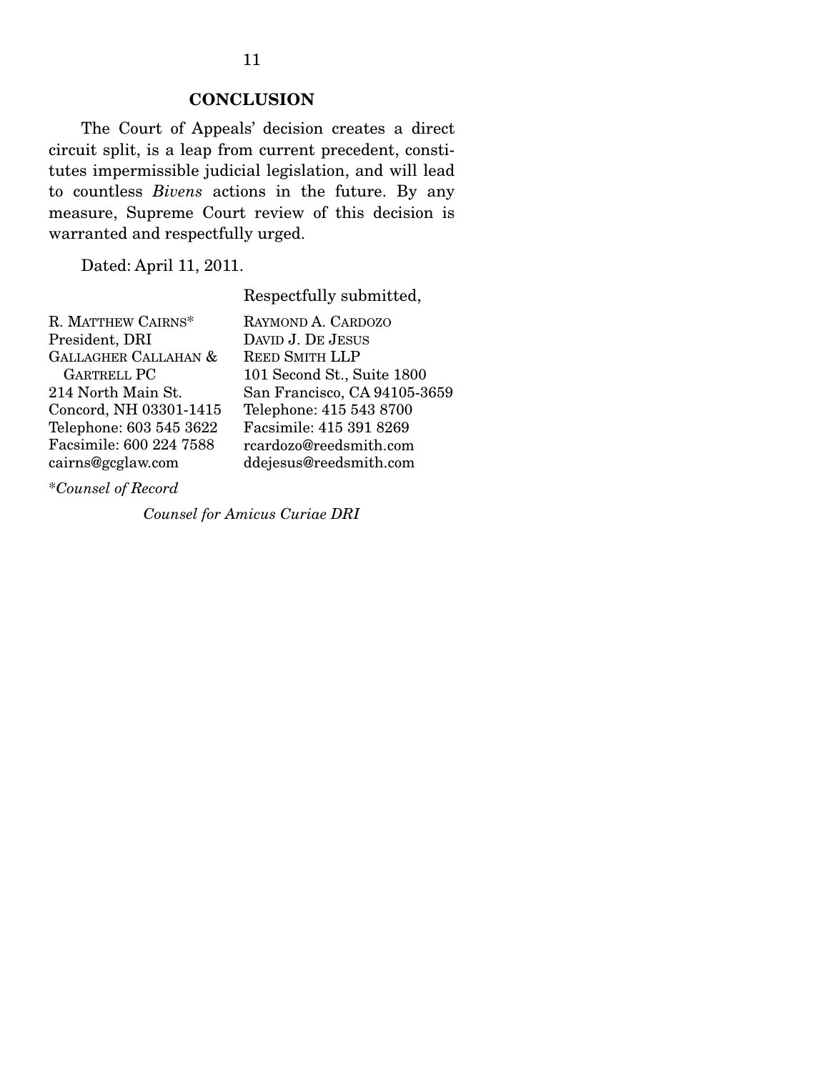## CONCLUSION

The Court of Appeals' decision creates a direct circuit split, is a leap from current precedent, constitutes impermissible judicial legislation, and will lead to countless *Bivens* actions in the future. By any measure, Supreme Court review of this decision is warranted and respectfully urged.

Dated: April 11, 2011.

Respectfully submitted,

R. MATTHEW CAIRNS*
President, DRI
GALLAGHER CALLAHAN & GARTRELL PC
214 North Main St.
Concord, NH 03301-1415
Telephone: 603 545 3622
Facsimile: 600 224 7588
cairns@gcglaw.com

RAYMOND A. CARDOZO
DAVID J. DE JESUS
REED SMITH LLP
101 Second St., Suite 1800
San Francisco, CA 94105-3659
Telephone: 415 543 8700
Facsimile: 415 391 8269
rcardozo@reedsmith.com
ddejesus@reedsmith.com

**Counsel of Record*

*Counsel for Amicus Curiae DRI*